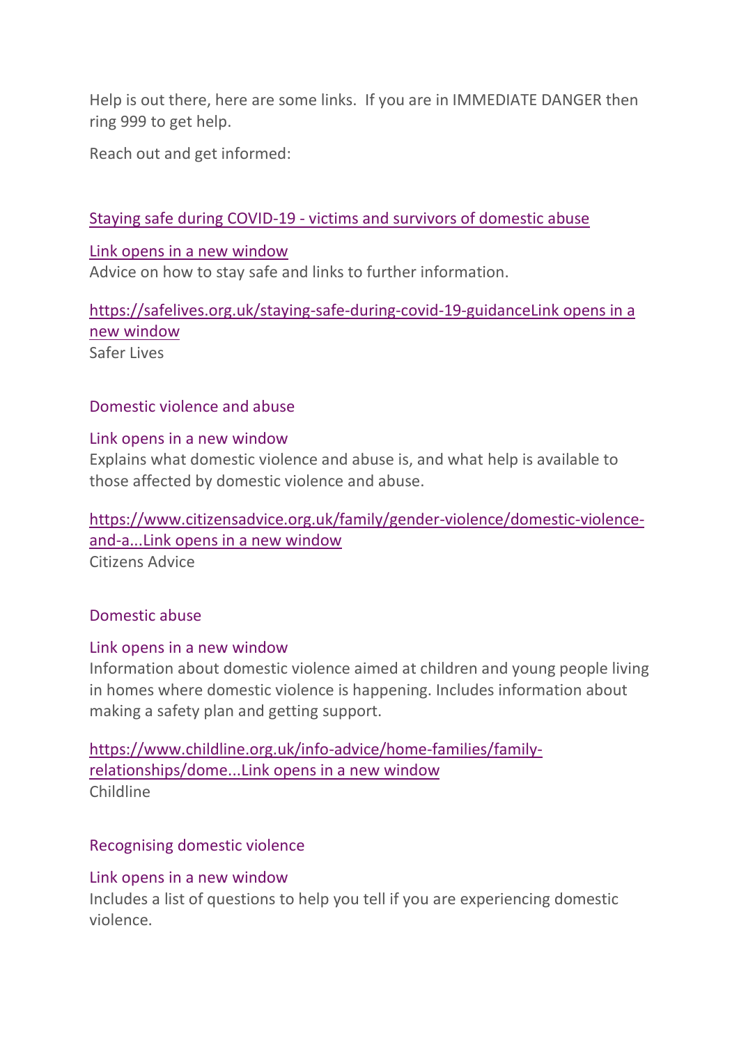Help is out there, here are some links. If you are in IMMEDIATE DANGER then ring 999 to get help.

Reach out and get informed:

[Staying safe during COVID-19 - victims and survivors of domestic abuse](https://safelives.org.uk/staying-safe-during-covid-19-guidance)

Link opens in a new window
Advice on how to stay safe and links to further information.

https://safelives.org.uk/staying-safe-during-covid-19-guidanceLink opens in a new window
Safer Lives

Domestic violence and abuse

Link opens in a new window
Explains what domestic violence and abuse is, and what help is available to those affected by domestic violence and abuse.

https://www.citizensadvice.org.uk/family/gender-violence/domestic-violence-and-a...Link opens in a new window
Citizens Advice

Domestic abuse

Link opens in a new window
Information about domestic violence aimed at children and young people living in homes where domestic violence is happening. Includes information about making a safety plan and getting support.

https://www.childline.org.uk/info-advice/home-families/family-relationships/dome...Link opens in a new window
Childline

Recognising domestic violence

Link opens in a new window
Includes a list of questions to help you tell if you are experiencing domestic violence.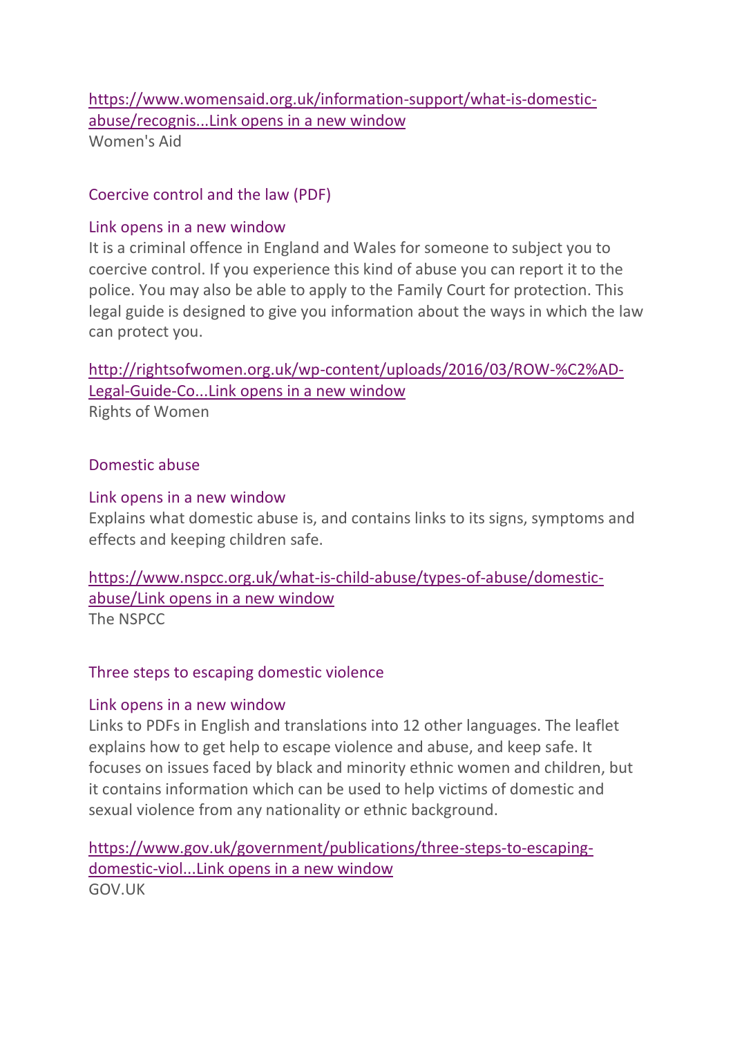[https://www.womensaid.org.uk/information-support/what-is-domestic-abuse/recognis...Link opens in a new window](https://www.womensaid.org.uk/information-support/what-is-domestic-abuse/recognis...)
Women's Aid

Coercive control and the law (PDF)

Link opens in a new window
It is a criminal offence in England and Wales for someone to subject you to coercive control. If you experience this kind of abuse you can report it to the police. You may also be able to apply to the Family Court for protection. This legal guide is designed to give you information about the ways in which the law can protect you.

[http://rightsofwomen.org.uk/wp-content/uploads/2016/03/ROW-%C2%AD-Legal-Guide-Co...Link opens in a new window](http://rightsofwomen.org.uk/wp-content/uploads/2016/03/ROW-%C2%AD-Legal-Guide-Co...)
Rights of Women

Domestic abuse

Link opens in a new window
Explains what domestic abuse is, and contains links to its signs, symptoms and effects and keeping children safe.

[https://www.nspcc.org.uk/what-is-child-abuse/types-of-abuse/domestic-abuse/Link opens in a new window](https://www.nspcc.org.uk/what-is-child-abuse/types-of-abuse/domestic-abuse/)
The NSPCC

Three steps to escaping domestic violence

Link opens in a new window
Links to PDFs in English and translations into 12 other languages. The leaflet explains how to get help to escape violence and abuse, and keep safe. It focuses on issues faced by black and minority ethnic women and children, but it contains information which can be used to help victims of domestic and sexual violence from any nationality or ethnic background.

[https://www.gov.uk/government/publications/three-steps-to-escaping-domestic-viol...Link opens in a new window](https://www.gov.uk/government/publications/three-steps-to-escaping-domestic-viol...)
GOV.UK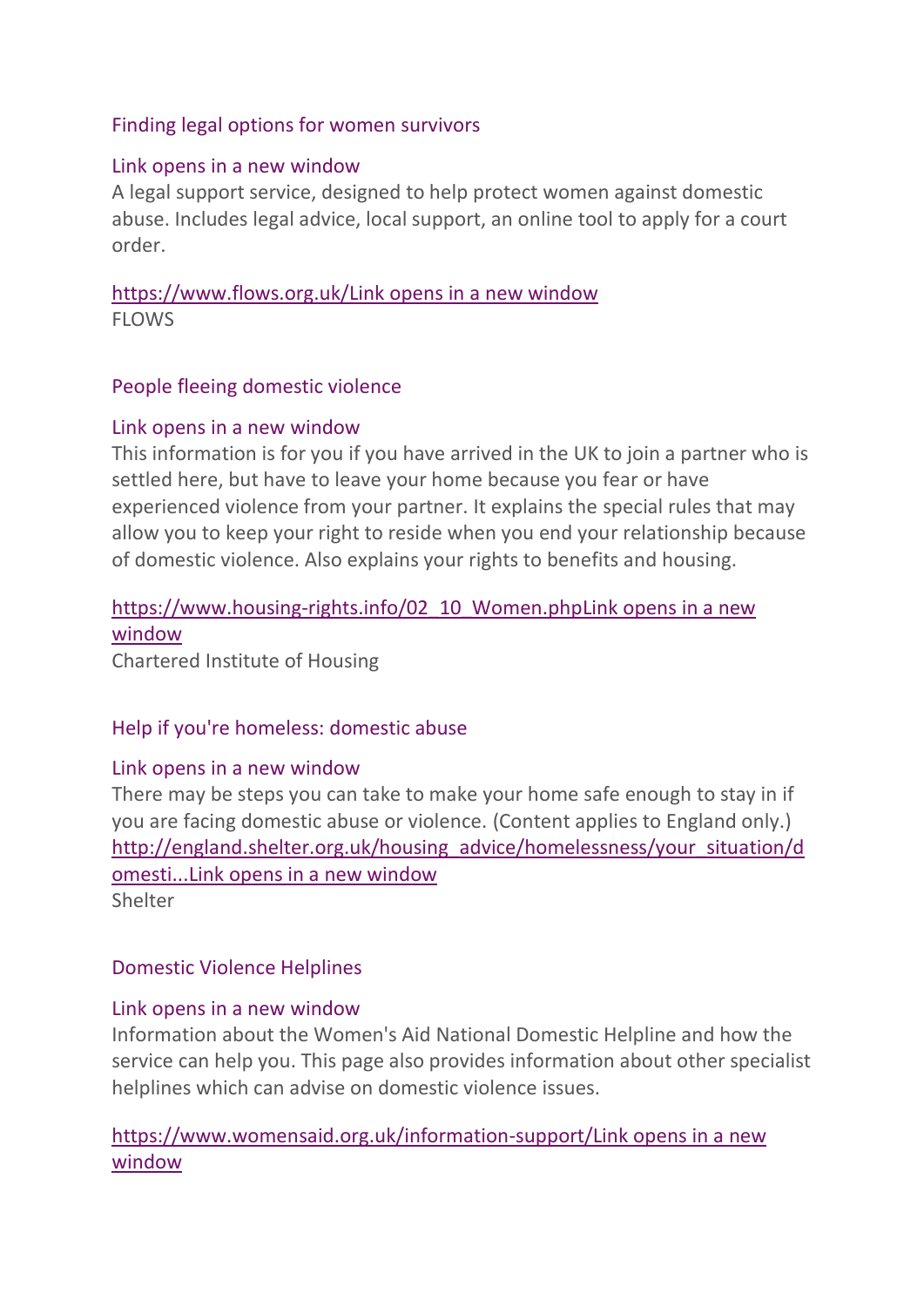### Finding legal options for women survivors

Link opens in a new window

A legal support service, designed to help protect women against domestic abuse. Includes legal advice, local support, an online tool to apply for a court order.

[https://www.flows.org.uk/Link opens in a new window](https://www.flows.org.uk/)

FLOWS

### People fleeing domestic violence

Link opens in a new window

This information is for you if you have arrived in the UK to join a partner who is settled here, but have to leave your home because you fear or have experienced violence from your partner. It explains the special rules that may allow you to keep your right to reside when you end your relationship because of domestic violence. Also explains your rights to benefits and housing.

[https://www.housing-rights.info/02_10_Women.phpLink opens in a new window](https://www.housing-rights.info/02_10_Women.php)

Chartered Institute of Housing

### Help if you're homeless: domestic abuse

Link opens in a new window

There may be steps you can take to make your home safe enough to stay in if you are facing domestic abuse or violence. (Content applies to England only.)

[http://england.shelter.org.uk/housing_advice/homelessness/your_situation/domesti...Link opens in a new window](http://england.shelter.org.uk/housing_advice/homelessness/your_situation/domesti...)

Shelter

### Domestic Violence Helplines

Link opens in a new window

Information about the Women's Aid National Domestic Helpline and how the service can help you. This page also provides information about other specialist helplines which can advise on domestic violence issues.

[https://www.womensaid.org.uk/information-support/Link opens in a new window](https://www.womensaid.org.uk/information-support/)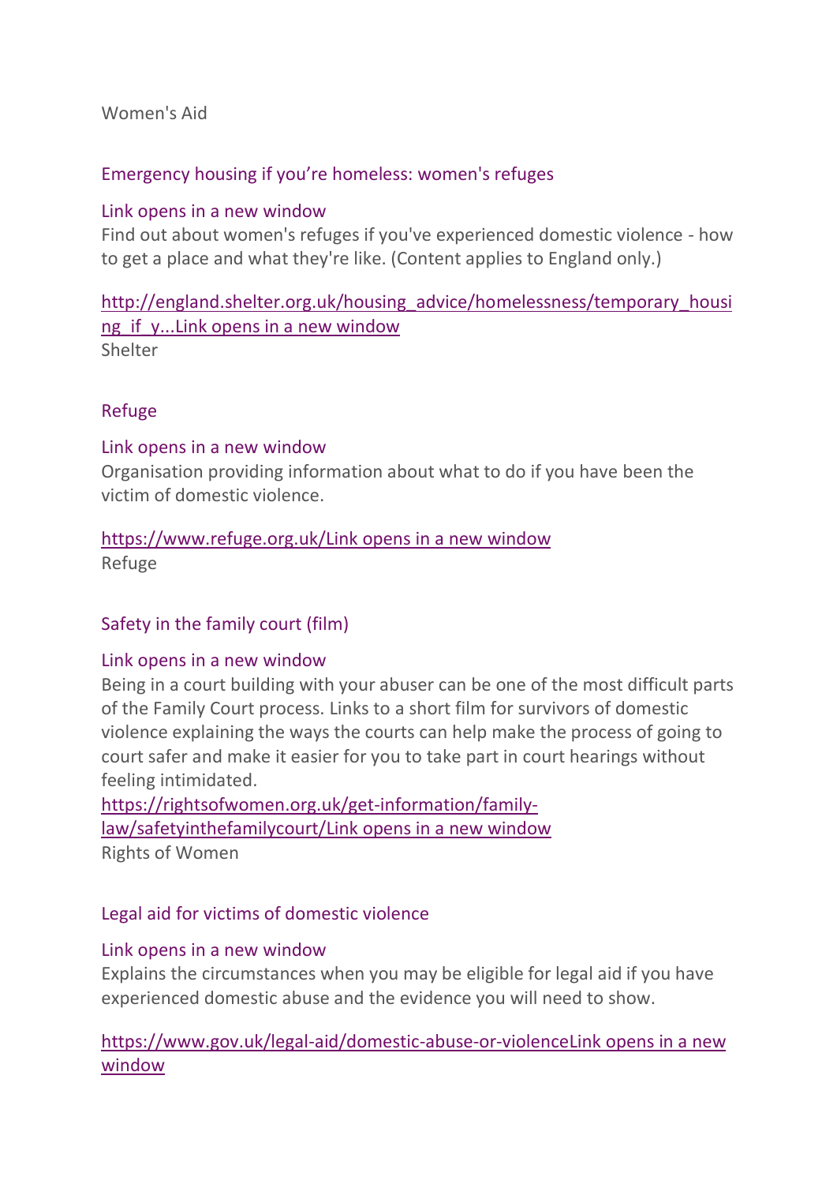Women's Aid

### Emergency housing if you're homeless: women's refuges

Link opens in a new window

Find out about women's refuges if you've experienced domestic violence - how to get a place and what they're like. (Content applies to England only.)

http://england.shelter.org.uk/housing_advice/homelessness/temporary_housing_if_y...Link opens in a new window

Shelter

### Refuge

Link opens in a new window

Organisation providing information about what to do if you have been the victim of domestic violence.

https://www.refuge.org.uk/Link opens in a new window

Refuge

### Safety in the family court (film)

Link opens in a new window

Being in a court building with your abuser can be one of the most difficult parts of the Family Court process. Links to a short film for survivors of domestic violence explaining the ways the courts can help make the process of going to court safer and make it easier for you to take part in court hearings without feeling intimidated.

https://rightsofwomen.org.uk/get-information/family-law/safetyinthefamilycourt/Link opens in a new window

Rights of Women

### Legal aid for victims of domestic violence

Link opens in a new window

Explains the circumstances when you may be eligible for legal aid if you have experienced domestic abuse and the evidence you will need to show.

https://www.gov.uk/legal-aid/domestic-abuse-or-violenceLink opens in a new window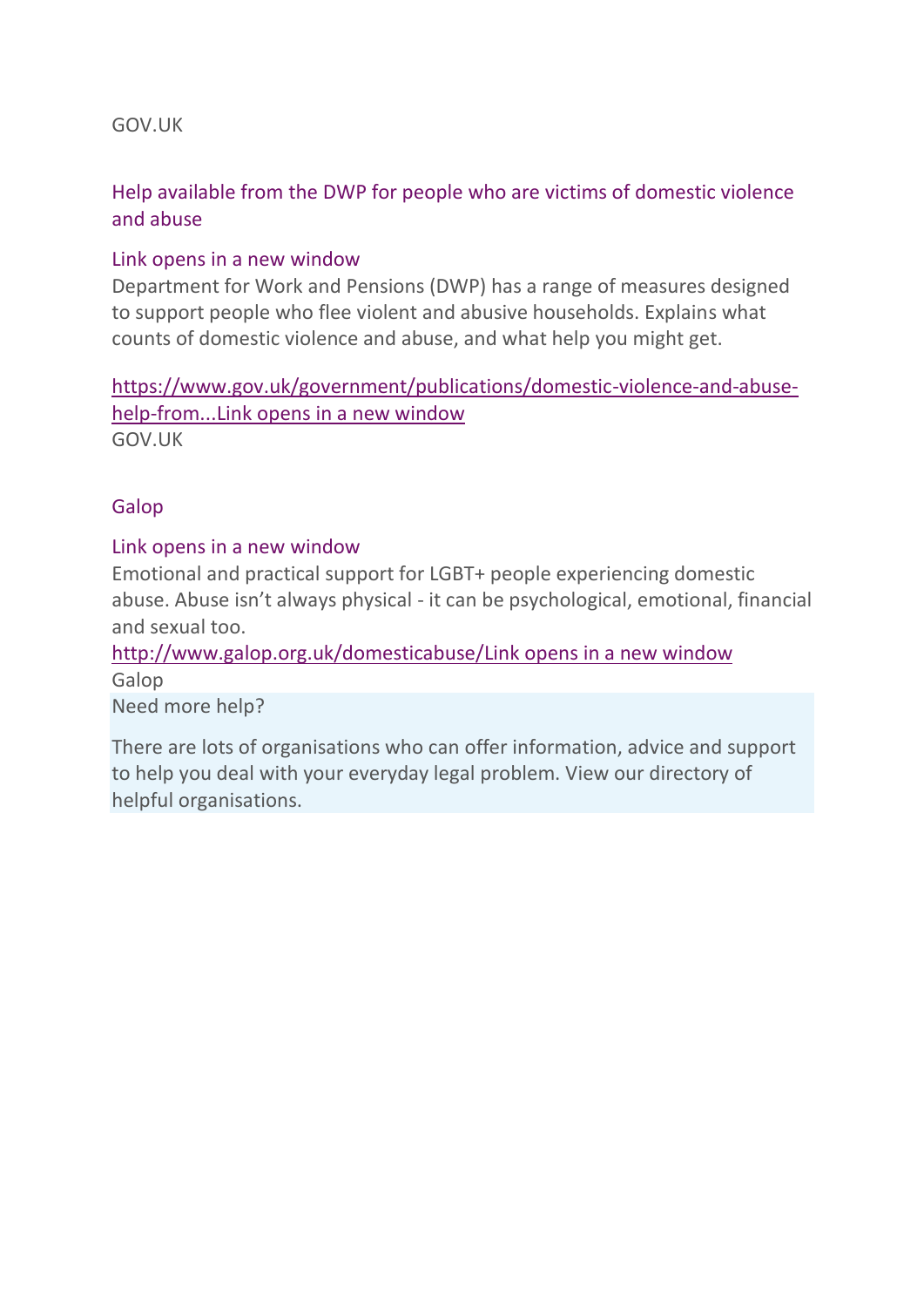GOV.UK

## Help available from the DWP for people who are victims of domestic violence and abuse

Link opens in a new window

Department for Work and Pensions (DWP) has a range of measures designed to support people who flee violent and abusive households. Explains what counts of domestic violence and abuse, and what help you might get.

https://www.gov.uk/government/publications/domestic-violence-and-abuse-help-from...Link opens in a new window

GOV.UK

## Galop

Link opens in a new window

Emotional and practical support for LGBT+ people experiencing domestic abuse. Abuse isn't always physical - it can be psychological, emotional, financial and sexual too.

http://www.galop.org.uk/domesticabuse/Link opens in a new window

Galop

Need more help?

There are lots of organisations who can offer information, advice and support to help you deal with your everyday legal problem. View our directory of helpful organisations.